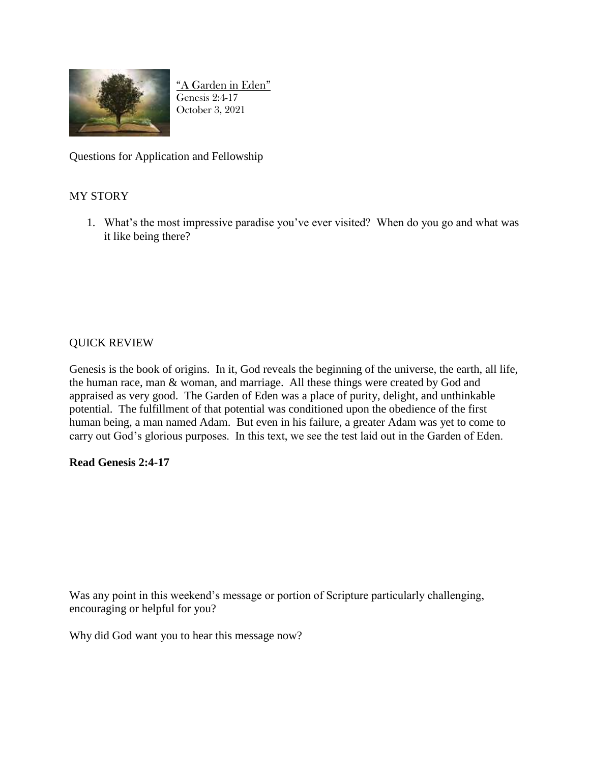"A Garden in Eden"
Genesis 2:4-17
October 3, 2021

Questions for Application and Fellowship

## MY STORY

1. What's the most impressive paradise you've ever visited? When do you go and what was it like being there?

## QUICK REVIEW

Genesis is the book of origins. In it, God reveals the beginning of the universe, the earth, all life, the human race, man & woman, and marriage. All these things were created by God and appraised as very good. The Garden of Eden was a place of purity, delight, and unthinkable potential. The fulfillment of that potential was conditioned upon the obedience of the first human being, a man named Adam. But even in his failure, a greater Adam was yet to come to carry out God's glorious purposes. In this text, we see the test laid out in the Garden of Eden.

**Read Genesis 2:4-17**

Was any point in this weekend's message or portion of Scripture particularly challenging, encouraging or helpful for you?

Why did God want you to hear this message now?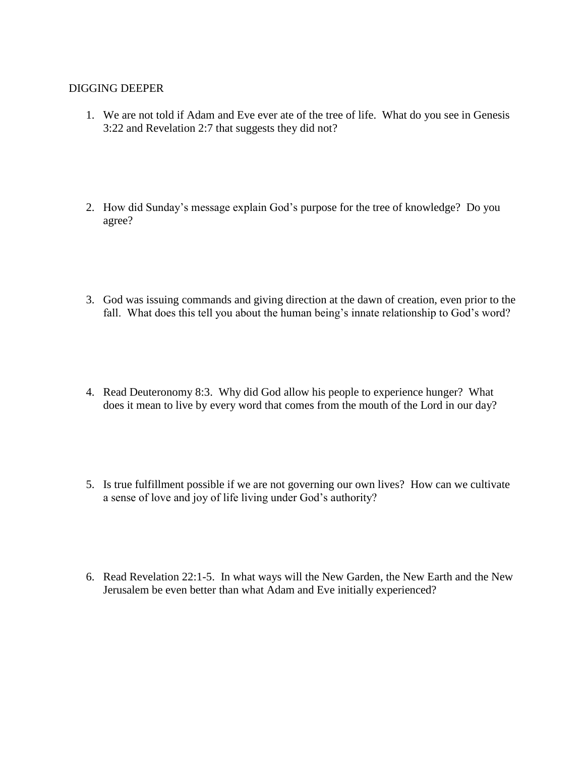DIGGING DEEPER

1. We are not told if Adam and Eve ever ate of the tree of life. What do you see in Genesis 3:22 and Revelation 2:7 that suggests they did not?

2. How did Sunday's message explain God's purpose for the tree of knowledge? Do you agree?

3. God was issuing commands and giving direction at the dawn of creation, even prior to the fall. What does this tell you about the human being's innate relationship to God's word?

4. Read Deuteronomy 8:3. Why did God allow his people to experience hunger? What does it mean to live by every word that comes from the mouth of the Lord in our day?

5. Is true fulfillment possible if we are not governing our own lives? How can we cultivate a sense of love and joy of life living under God's authority?

6. Read Revelation 22:1-5. In what ways will the New Garden, the New Earth and the New Jerusalem be even better than what Adam and Eve initially experienced?